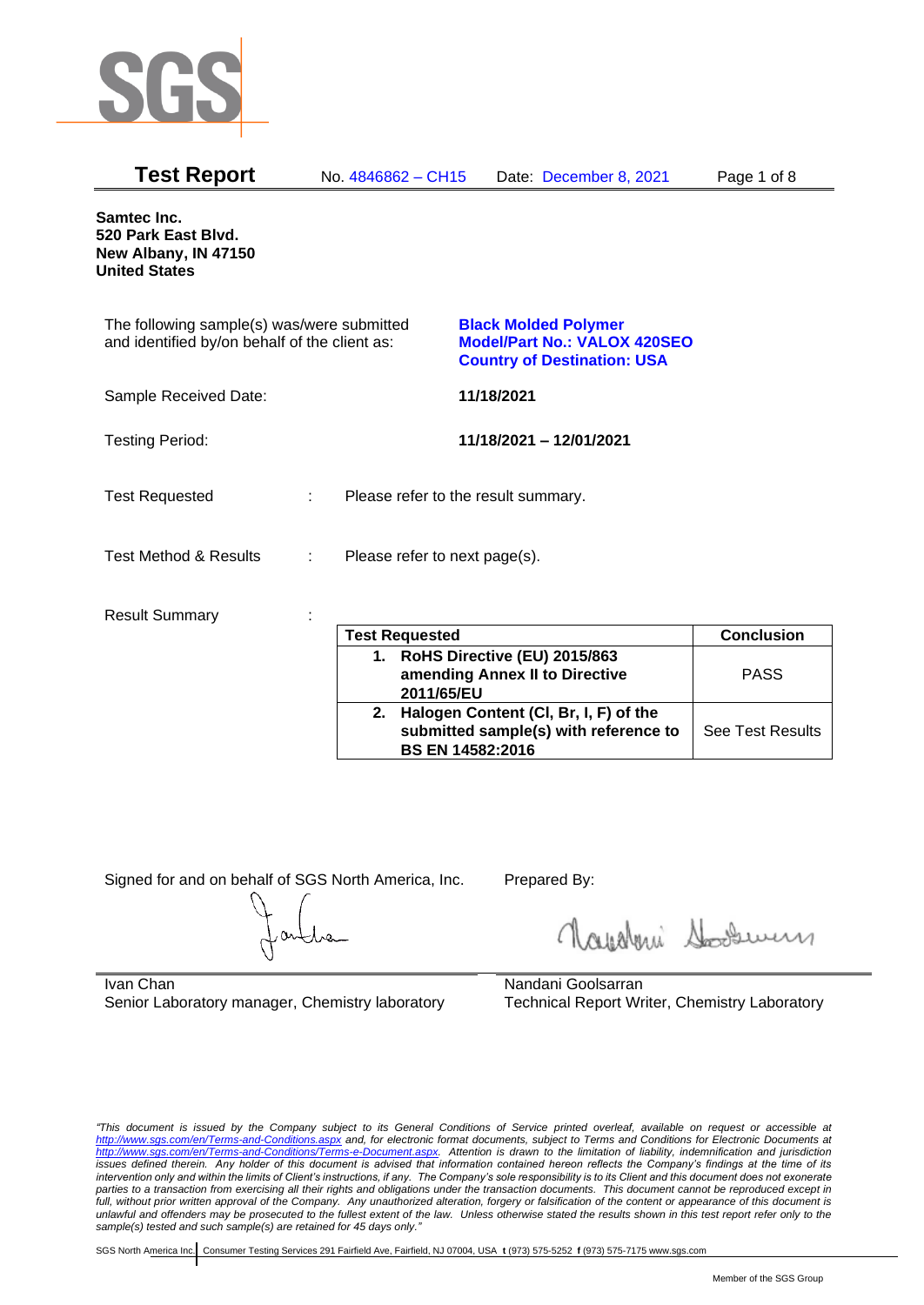SGS

# Test Report

No. 4846862 – CH15 Date: December 8, 2021

**Samtec Inc.**
**520 Park East Blvd.**
**New Albany, IN 47150**
**United States**

The following sample(s) was/were submitted and identified by/on behalf of the client as:

**Black Molded Polymer**
**Model/Part No.: VALOX 420SEO**
**Country of Destination: USA**

Sample Received Date: **11/18/2021**

Testing Period: **11/18/2021 – 12/01/2021**

Test Requested : Please refer to the result summary.

Test Method & Results : Please refer to next page(s).

Result Summary :

| Test Requested | Conclusion |
|---|---|
| **1. RoHS Directive (EU) 2015/863 amending Annex II to Directive 2011/65/EU** | PASS |
| **2. Halogen Content (Cl, Br, I, F) of the submitted sample(s) with reference to BS EN 14582:2016** | See Test Results |

Signed for and on behalf of SGS North America, Inc.

Ivan Chan
Senior Laboratory manager, Chemistry laboratory

Prepared By:

Nandani Goolsarran
Technical Report Writer, Chemistry Laboratory

*"This document is issued by the Company subject to its General Conditions of Service printed overleaf, available on request or accessible at http://www.sgs.com/en/Terms-and-Conditions.aspx and, for electronic format documents, subject to Terms and Conditions for Electronic Documents at http://www.sgs.com/en/Terms-and-Conditions/Terms-e-Document.aspx. Attention is drawn to the limitation of liability, indemnification and jurisdiction issues defined therein. Any holder of this document is advised that information contained hereon reflects the Company's findings at the time of its intervention only and within the limits of Client's instructions, if any. The Company's sole responsibility is to its Client and this document does not exonerate parties to a transaction from exercising all their rights and obligations under the transaction documents. This document cannot be reproduced except in full, without prior written approval of the Company. Any unauthorized alteration, forgery or falsification of the content or appearance of this document is unlawful and offenders may be prosecuted to the fullest extent of the law. Unless otherwise stated the results shown in this test report refer only to the sample(s) tested and such sample(s) are retained for 45 days only."*

SGS North America Inc. | Consumer Testing Services 291 Fairfield Ave, Fairfield, NJ 07004, USA **t** (973) 575-5252 **f** (973) 575-7175 www.sgs.com

Member of the SGS Group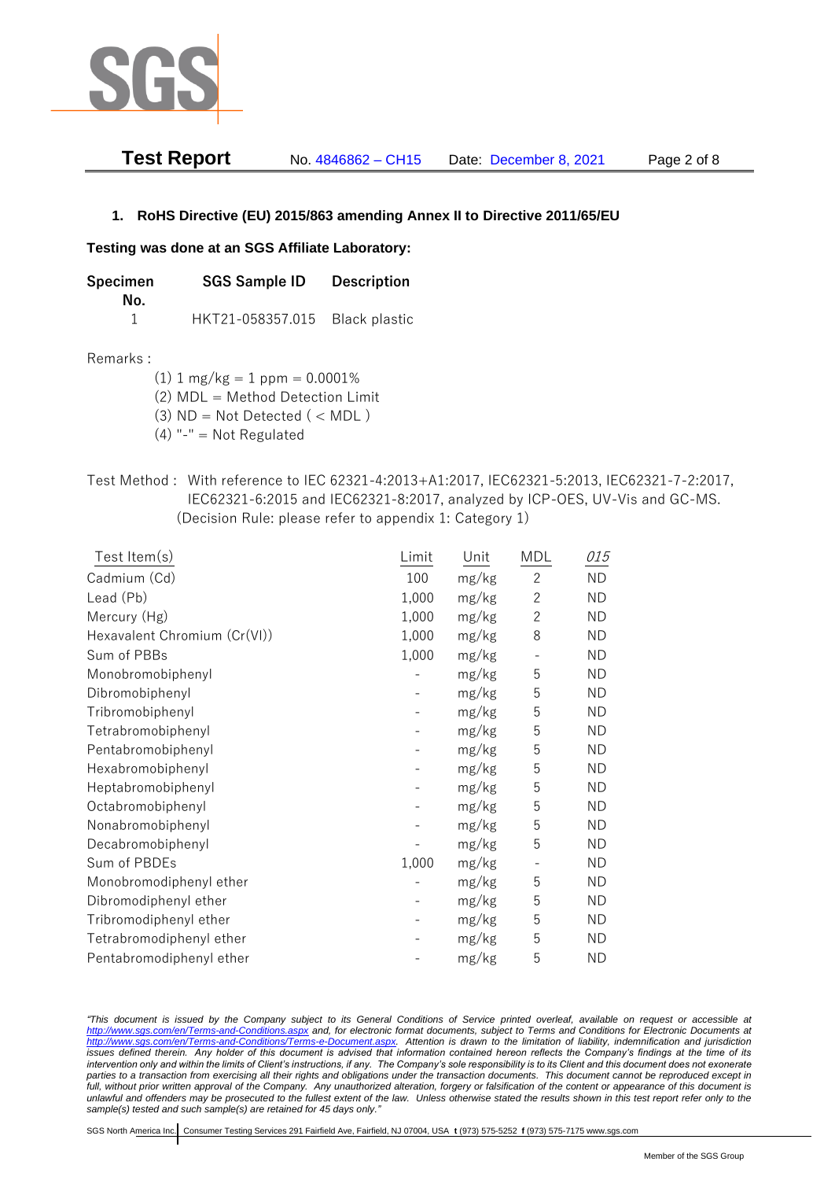## 1. RoHS Directive (EU) 2015/863 amending Annex II to Directive 2011/65/EU

**Testing was done at an SGS Affiliate Laboratory:**

| Specimen No. | SGS Sample ID | Description |
|---|---|---|
| 1 | HKT21-058357.015 | Black plastic |

Remarks :

(1) 1 mg/kg = 1 ppm = 0.0001%
(2) MDL = Method Detection Limit
(3) ND = Not Detected ( < MDL )
(4) "-" = Not Regulated

Test Method : With reference to IEC 62321-4:2013+A1:2017, IEC62321-5:2013, IEC62321-7-2:2017, IEC62321-6:2015 and IEC62321-8:2017, analyzed by ICP-OES, UV-Vis and GC-MS. (Decision Rule: please refer to appendix 1: Category 1)

| Test Item(s) | Limit | Unit | MDL | *015* |
|---|---|---|---|---|
| Cadmium (Cd) | 100 | mg/kg | 2 | ND |
| Lead (Pb) | 1,000 | mg/kg | 2 | ND |
| Mercury (Hg) | 1,000 | mg/kg | 2 | ND |
| Hexavalent Chromium (Cr(VI)) | 1,000 | mg/kg | 8 | ND |
| Sum of PBBs | 1,000 | mg/kg | - | ND |
| Monobromobiphenyl | - | mg/kg | 5 | ND |
| Dibromobiphenyl | - | mg/kg | 5 | ND |
| Tribromobiphenyl | - | mg/kg | 5 | ND |
| Tetrabromobiphenyl | - | mg/kg | 5 | ND |
| Pentabromobiphenyl | - | mg/kg | 5 | ND |
| Hexabromobiphenyl | - | mg/kg | 5 | ND |
| Heptabromobiphenyl | - | mg/kg | 5 | ND |
| Octabromobiphenyl | - | mg/kg | 5 | ND |
| Nonabromobiphenyl | - | mg/kg | 5 | ND |
| Decabromobiphenyl | - | mg/kg | 5 | ND |
| Sum of PBDEs | 1,000 | mg/kg | - | ND |
| Monobromodiphenyl ether | - | mg/kg | 5 | ND |
| Dibromodiphenyl ether | - | mg/kg | 5 | ND |
| Tribromodiphenyl ether | - | mg/kg | 5 | ND |
| Tetrabromodiphenyl ether | - | mg/kg | 5 | ND |
| Pentabromodiphenyl ether | - | mg/kg | 5 | ND |

*"This document is issued by the Company subject to its General Conditions of Service printed overleaf, available on request or accessible at http://www.sgs.com/en/Terms-and-Conditions.aspx and, for electronic format documents, subject to Terms and Conditions for Electronic Documents at http://www.sgs.com/en/Terms-and-Conditions/Terms-e-Document.aspx. Attention is drawn to the limitation of liability, indemnification and jurisdiction issues defined therein. Any holder of this document is advised that information contained hereon reflects the Company's findings at the time of its intervention only and within the limits of Client's instructions, if any. The Company's sole responsibility is to its Client and this document does not exonerate parties to a transaction from exercising all their rights and obligations under the transaction documents. This document cannot be reproduced except in full, without prior written approval of the Company. Any unauthorized alteration, forgery or falsification of the content or appearance of this document is unlawful and offenders may be prosecuted to the fullest extent of the law. Unless otherwise stated the results shown in this test report refer only to the sample(s) tested and such sample(s) are retained for 45 days only."*

SGS North America Inc. | Consumer Testing Services 291 Fairfield Ave, Fairfield, NJ 07004, USA **t** (973) 575-5252 **f** (973) 575-7175 www.sgs.com

Member of the SGS Group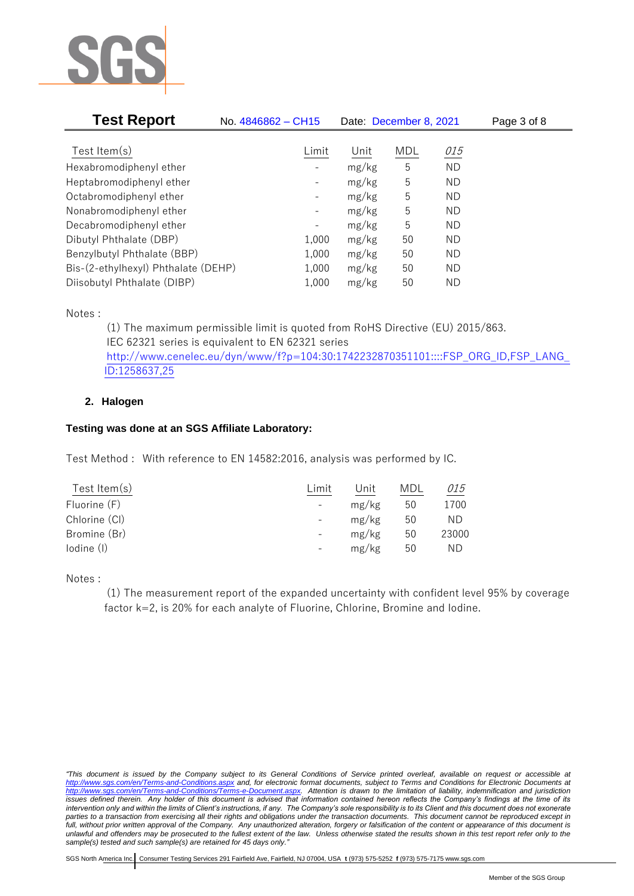| Test Item(s) | Limit | Unit | MDL | *015* |
|---|---|---|---|---|
| Hexabromodiphenyl ether | - | mg/kg | 5 | ND |
| Heptabromodiphenyl ether | - | mg/kg | 5 | ND |
| Octabromodiphenyl ether | - | mg/kg | 5 | ND |
| Nonabromodiphenyl ether | - | mg/kg | 5 | ND |
| Decabromodiphenyl ether | - | mg/kg | 5 | ND |
| Dibutyl Phthalate (DBP) | 1,000 | mg/kg | 50 | ND |
| Benzylbutyl Phthalate (BBP) | 1,000 | mg/kg | 50 | ND |
| Bis-(2-ethylhexyl) Phthalate (DEHP) | 1,000 | mg/kg | 50 | ND |
| Diisobutyl Phthalate (DIBP) | 1,000 | mg/kg | 50 | ND |

Notes :

(1) The maximum permissible limit is quoted from RoHS Directive (EU) 2015/863.
IEC 62321 series is equivalent to EN 62321 series
http://www.cenelec.eu/dyn/www/f?p=104:30:1742232870351101::::FSP_ORG_ID,FSP_LANG_ID:1258637,25

**2. Halogen**

**Testing was done at an SGS Affiliate Laboratory:**

Test Method : With reference to EN 14582:2016, analysis was performed by IC.

| Test Item(s) | Limit | Unit | MDL | *015* |
|---|---|---|---|---|
| Fluorine (F) | - | mg/kg | 50 | 1700 |
| Chlorine (Cl) | - | mg/kg | 50 | ND |
| Bromine (Br) | - | mg/kg | 50 | 23000 |
| Iodine (I) | - | mg/kg | 50 | ND |

Notes :

(1) The measurement report of the expanded uncertainty with confident level 95% by coverage factor k=2, is 20% for each analyte of Fluorine, Chlorine, Bromine and Iodine.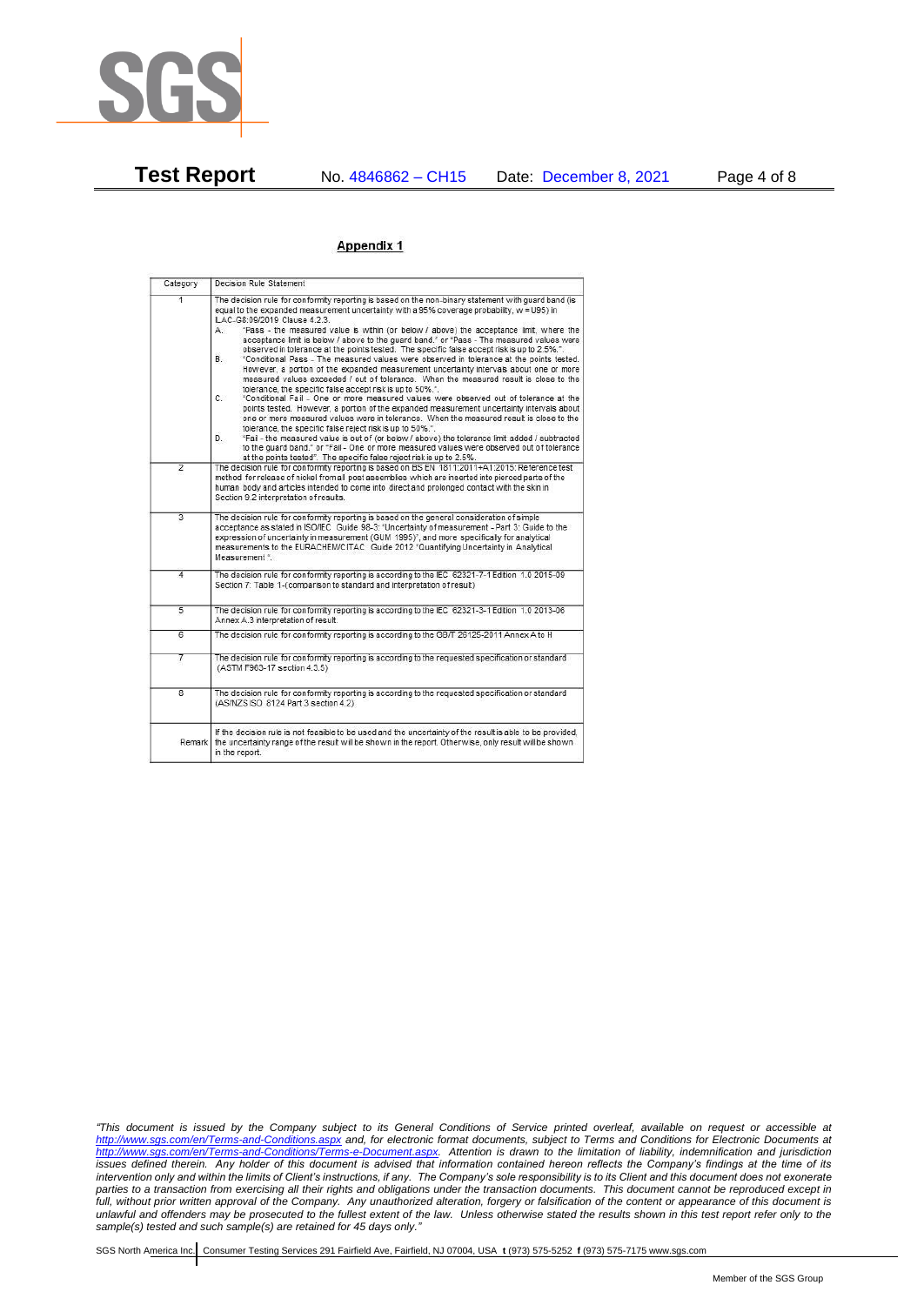## Appendix 1

| Category | Decision Rule Statement |
|---|---|
| 1 | The decision rule for conformity reporting is based on the non-binary statement with guard band (is equal to the expanded measurement uncertainty with a 95% coverage probability, w = U95) in ILAC-G8:09/2019 Clause 4.2.3.<br>A. "Pass - the measured value is within (or below / above) the acceptance limit, where the acceptance limit is below / above to the guard band." or "Pass - The measured values were observed in tolerance at the points tested. The specific false accept risk is up to 2.5%.".<br>B. "Conditional Pass - The measured values were observed in tolerance at the points tested. However, a portion of the expanded measurement uncertainty intervals about one or more measured values exceeded / out of tolerance. When the measured result is close to the tolerance, the specific false accept risk is up to 50%.".<br>C. "Conditional Fail - One or more measured values were observed out of tolerance at the points tested. However, a portion of the expanded measurement uncertainty intervals about one or more measured values were in tolerance. When the measured result is close to the tolerance, the specific false reject risk is up to 50%.".<br>D. "Fail - the measured value is out of (or below / above) the tolerance limit added / subtracted to the guard band." or "Fail - One or more measured values were observed out of tolerance at the points tested". The specific false reject risk is up to 2.5%. |
| 2 | The decision rule for conformity reporting is based on BS EN 1811:2011+A1:2015: Reference test method for release of nickel from all post assemblies which are inserted into pierced parts of the human body and articles intended to come into direct and prolonged contact with the skin in Section 9.2 interpretation of results. |
| 3 | The decision rule for conformity reporting is based on the general consideration of simple acceptance as stated in ISO/IEC Guide 98-3: "Uncertainty of measurement - Part 3: Guide to the expression of uncertainty in measurement (GUM 1995)", and more specifically for analytical measurements to the EURACHEM/CITAC Guide 2012 "Quantifying Uncertainty in Analytical Measurement ". |
| 4 | The decision rule for conformity reporting is according to the IEC 62321-7-1 Edition 1.0 2015-09 Section 7: Table 1-(comparison to standard and interpretation of result) |
| 5 | The decision rule for conformity reporting is according to the IEC 62321-3-1 Edition 1.0 2013-06 Annex A.3 interpretation of result. |
| 6 | The decision rule for conformity reporting is according to the GB/T 26125-2011 Annex A to H |
| 7 | The decision rule for conformity reporting is according to the requested specification or standard (ASTM F963-17 section 4.3.5) |
| 8 | The decision rule for conformity reporting is according to the requested specification or standard (AS/NZS ISO 8124 Part 3 section 4.2) |
| Remark | If the decision rule is not feasible to be used and the uncertainty of the result is able to be provided, the uncertainty range of the result will be shown in the report. Otherwise, only result will be shown in the report. |

*"This document is issued by the Company subject to its General Conditions of Service printed overleaf, available on request or accessible at http://www.sgs.com/en/Terms-and-Conditions.aspx and, for electronic format documents, subject to Terms and Conditions for Electronic Documents at http://www.sgs.com/en/Terms-and-Conditions/Terms-e-Document.aspx. Attention is drawn to the limitation of liability, indemnification and jurisdiction issues defined therein. Any holder of this document is advised that information contained hereon reflects the Company's findings at the time of its intervention only and within the limits of Client's instructions, if any. The Company's sole responsibility is to its Client and this document does not exonerate parties to a transaction from exercising all their rights and obligations under the transaction documents. This document cannot be reproduced except in full, without prior written approval of the Company. Any unauthorized alteration, forgery or falsification of the content or appearance of this document is unlawful and offenders may be prosecuted to the fullest extent of the law. Unless otherwise stated the results shown in this test report refer only to the sample(s) tested and such sample(s) are retained for 45 days only."*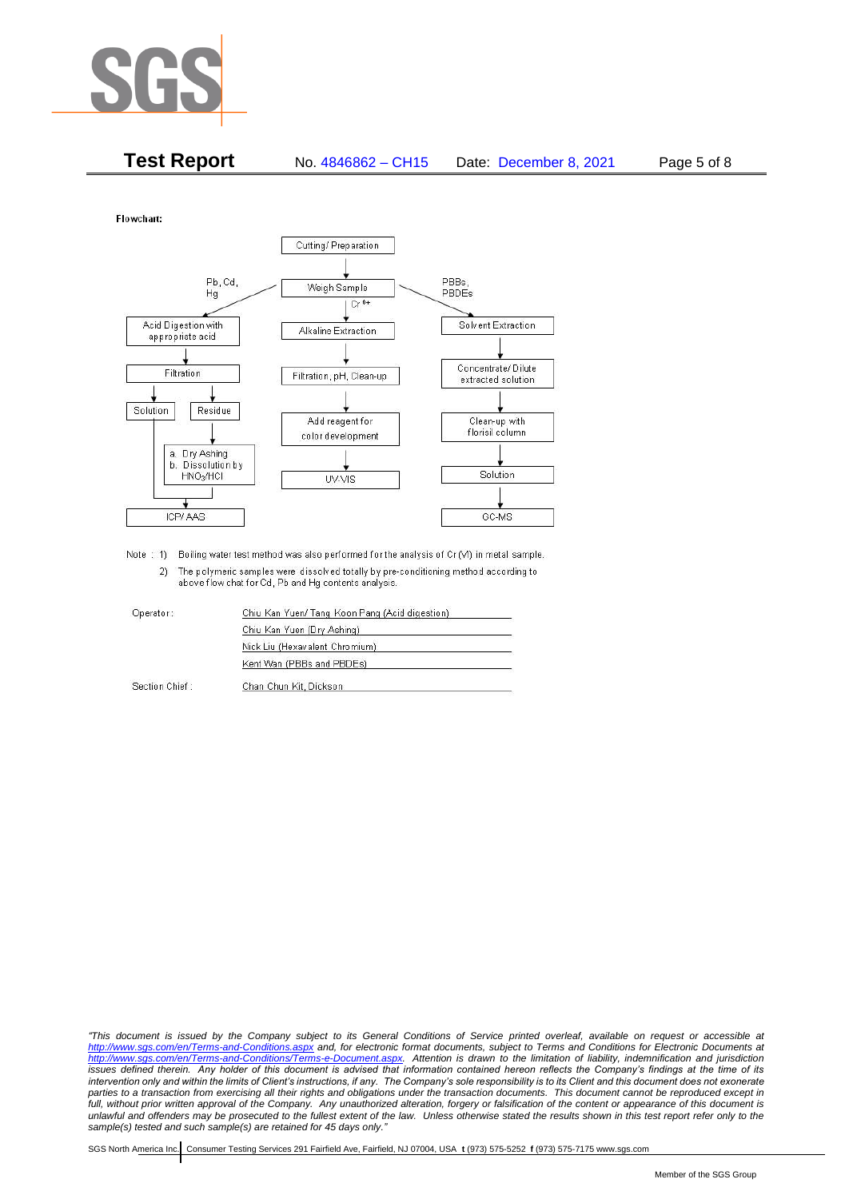**Test Report** No. 4846862 – CH15 Date: December 8, 2021

Flowchart:

Cutting/ Preparation → Weigh Sample

Pb, Cd, Hg:
- Acid Digestion with appropriate acid
- Filtration
- Solution / Residue
- Residue → a. Dry Ashing b. Dissolution by $HNO_3$/HCl
- ICP/ AAS

$Cr^{6+}$:
- Alkaline Extraction
- Filtration, pH, Clean-up
- Add reagent for color development
- UV-VIS

PBBs, PBDEs:
- Solvent Extraction
- Concentrate/ Dilute extracted solution
- Clean-up with florisil column
- Solution
- GC-MS

Note : 1) Boiling water test method was also performed for the analysis of Cr (VI) in metal sample.

2) The polymeric samples were dissolved totally by pre-conditioning method according to above flow chat for Cd, Pb and Hg contents analysis.

| | |
|---|---|
| Operator: | Chiu Kan Yuen/ Tang Koon Pang (Acid digestion) |
| | Chiu Kan Yuen (Dry Ashing) |
| | Nick Liu (Hexavalent Chromium) |
| | Kent Wan (PBBs and PBDEs) |
| Section Chief : | Chan Chun Kit, Dickson |

*"This document is issued by the Company subject to its General Conditions of Service printed overleaf, available on request or accessible at http://www.sgs.com/en/Terms-and-Conditions.aspx and, for electronic format documents, subject to Terms and Conditions for Electronic Documents at http://www.sgs.com/en/Terms-and-Conditions/Terms-e-Document.aspx. Attention is drawn to the limitation of liability, indemnification and jurisdiction issues defined therein. Any holder of this document is advised that information contained hereon reflects the Company's findings at the time of its intervention only and within the limits of Client's instructions, if any. The Company's sole responsibility is to its Client and this document does not exonerate parties to a transaction from exercising all their rights and obligations under the transaction documents. This document cannot be reproduced except in full, without prior written approval of the Company. Any unauthorized alteration, forgery or falsification of the content or appearance of this document is unlawful and offenders may be prosecuted to the fullest extent of the law. Unless otherwise stated the results shown in this test report refer only to the sample(s) tested and such sample(s) are retained for 45 days only."*

SGS North America Inc. | Consumer Testing Services 291 Fairfield Ave, Fairfield, NJ 07004, USA **t** (973) 575-5252 **f** (973) 575-7175 www.sgs.com

Member of the SGS Group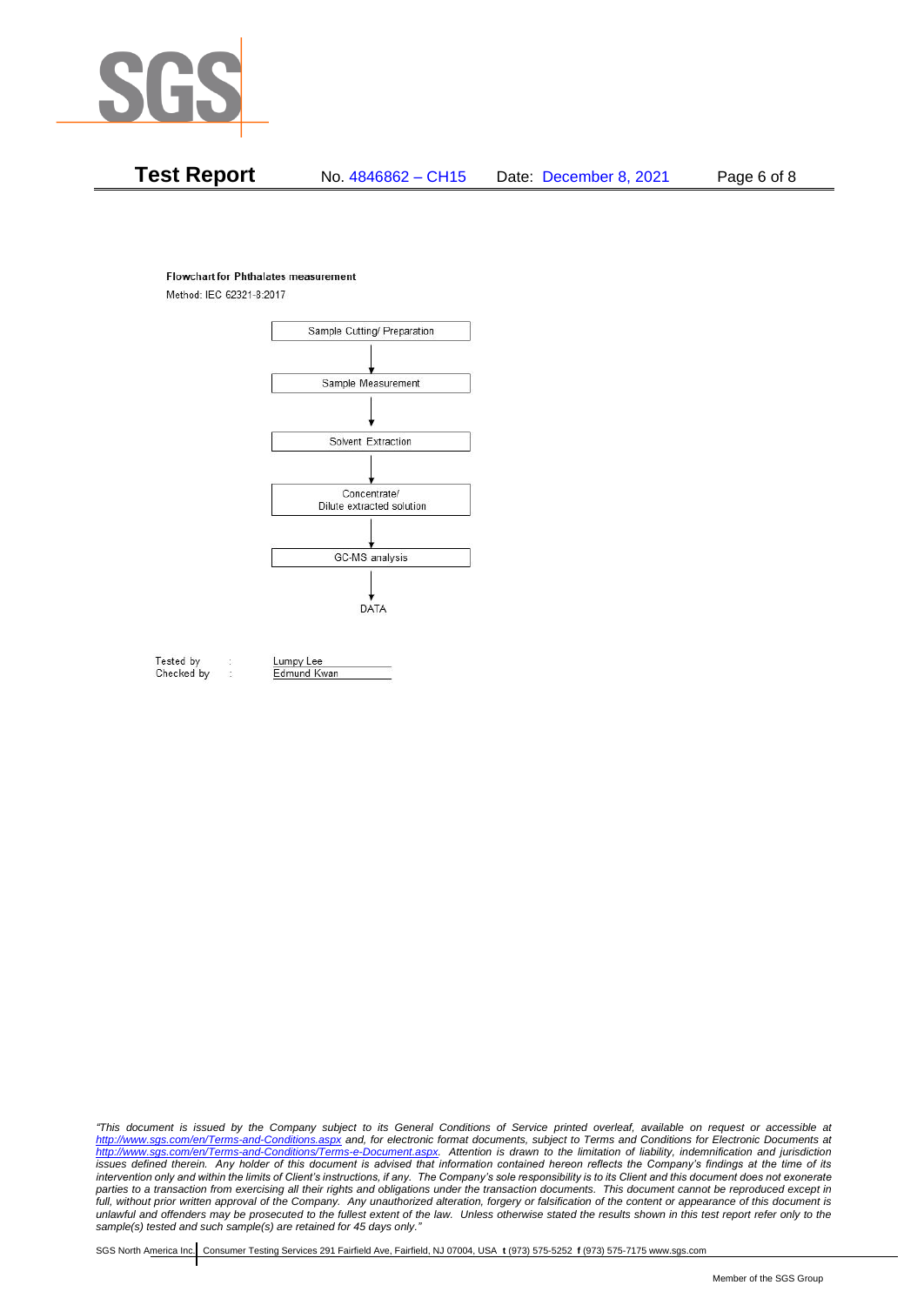**Flowchart for Phthalates measurement**

Method: IEC 62321-8:2017

Sample Cutting/ Preparation

↓

Sample Measurement

↓

Solvent Extraction

↓

Concentrate/
Dilute extracted solution

↓

GC-MS analysis

↓

DATA

Tested by : Lumpy Lee
Checked by : Edmund Kwan

*"This document is issued by the Company subject to its General Conditions of Service printed overleaf, available on request or accessible at http://www.sgs.com/en/Terms-and-Conditions.aspx and, for electronic format documents, subject to Terms and Conditions for Electronic Documents at http://www.sgs.com/en/Terms-and-Conditions/Terms-e-Document.aspx. Attention is drawn to the limitation of liability, indemnification and jurisdiction issues defined therein. Any holder of this document is advised that information contained hereon reflects the Company's findings at the time of its intervention only and within the limits of Client's instructions, if any. The Company's sole responsibility is to its Client and this document does not exonerate parties to a transaction from exercising all their rights and obligations under the transaction documents. This document cannot be reproduced except in full, without prior written approval of the Company. Any unauthorized alteration, forgery or falsification of the content or appearance of this document is unlawful and offenders may be prosecuted to the fullest extent of the law. Unless otherwise stated the results shown in this test report refer only to the sample(s) tested and such sample(s) are retained for 45 days only."*

SGS North America Inc. | Consumer Testing Services 291 Fairfield Ave, Fairfield, NJ 07004, USA **t** (973) 575-5252 **f** (973) 575-7175 www.sgs.com

Member of the SGS Group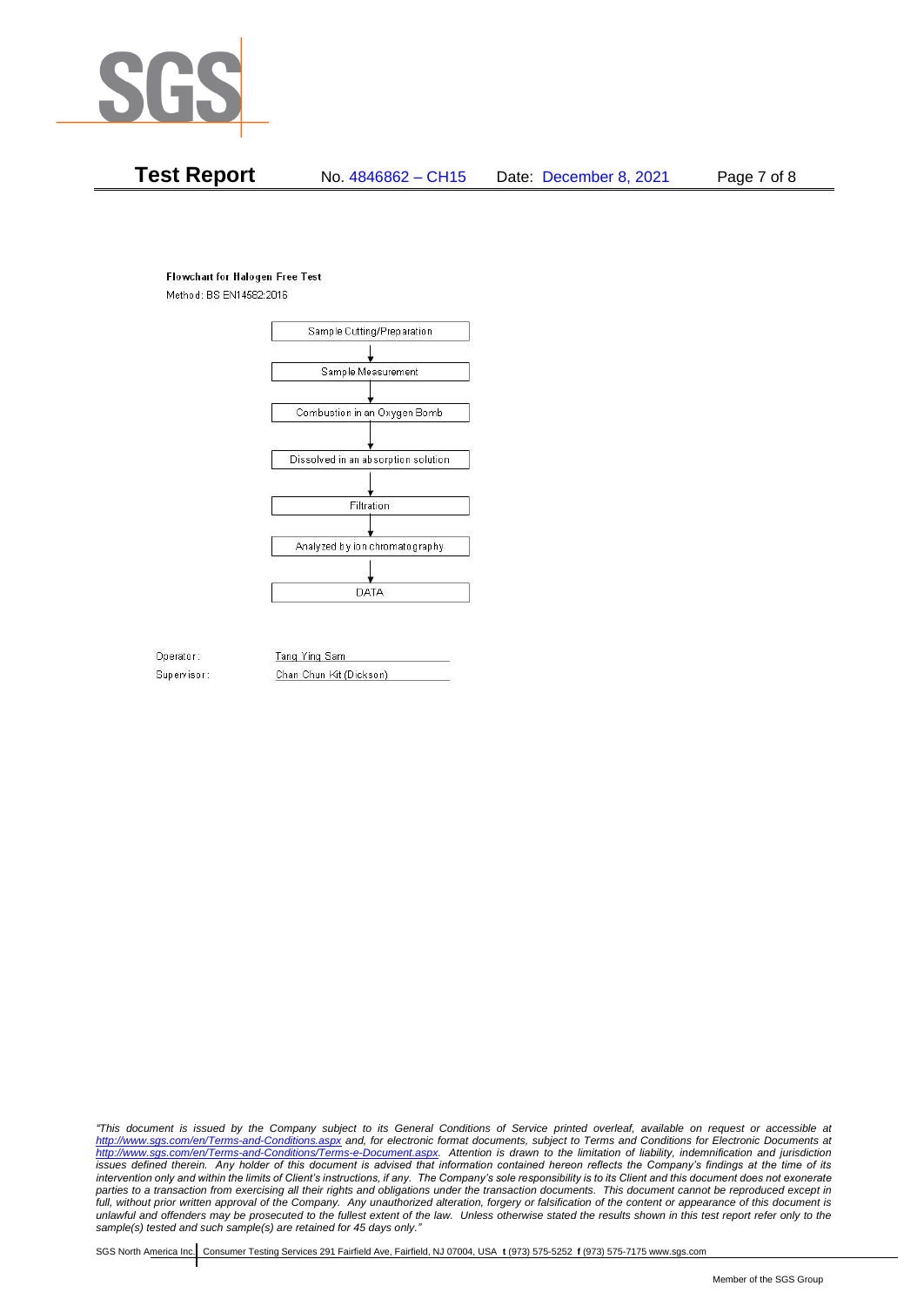**Flowchart for Halogen Free Test**

Method: BS EN14582:2016

Sample Cutting/Preparation

↓

Sample Measurement

↓

Combustion in an Oxygen Bomb

↓

Dissolved in an absorption solution

↓

Filtration

↓

Analyzed by ion chromatography

↓

DATA

Operator: Tang Ying Sam

Supervisor: Chan Chun Kit (Dickson)

*"This document is issued by the Company subject to its General Conditions of Service printed overleaf, available on request or accessible at http://www.sgs.com/en/Terms-and-Conditions.aspx and, for electronic format documents, subject to Terms and Conditions for Electronic Documents at http://www.sgs.com/en/Terms-and-Conditions/Terms-e-Document.aspx. Attention is drawn to the limitation of liability, indemnification and jurisdiction issues defined therein. Any holder of this document is advised that information contained hereon reflects the Company's findings at the time of its intervention only and within the limits of Client's instructions, if any. The Company's sole responsibility is to its Client and this document does not exonerate parties to a transaction from exercising all their rights and obligations under the transaction documents. This document cannot be reproduced except in full, without prior written approval of the Company. Any unauthorized alteration, forgery or falsification of the content or appearance of this document is unlawful and offenders may be prosecuted to the fullest extent of the law. Unless otherwise stated the results shown in this test report refer only to the sample(s) tested and such sample(s) are retained for 45 days only."*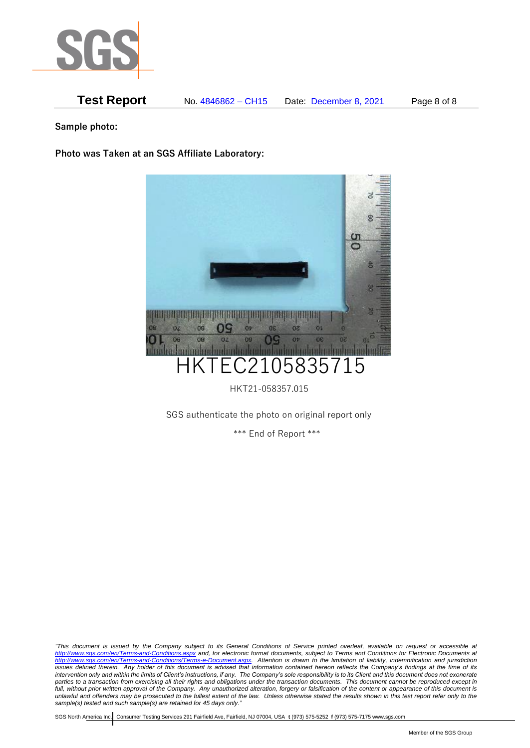**Sample photo:**

**Photo was Taken at an SGS Affiliate Laboratory:**

HKTEC2105835715

HKT21-058357.015

SGS authenticate the photo on original report only

\*\*\* End of Report \*\*\*

*"This document is issued by the Company subject to its General Conditions of Service printed overleaf, available on request or accessible at http://www.sgs.com/en/Terms-and-Conditions.aspx and, for electronic format documents, subject to Terms and Conditions for Electronic Documents at http://www.sgs.com/en/Terms-and-Conditions/Terms-e-Document.aspx. Attention is drawn to the limitation of liability, indemnification and jurisdiction issues defined therein. Any holder of this document is advised that information contained hereon reflects the Company's findings at the time of its intervention only and within the limits of Client's instructions, if any. The Company's sole responsibility is to its Client and this document does not exonerate parties to a transaction from exercising all their rights and obligations under the transaction documents. This document cannot be reproduced except in full, without prior written approval of the Company. Any unauthorized alteration, forgery or falsification of the content or appearance of this document is unlawful and offenders may be prosecuted to the fullest extent of the law. Unless otherwise stated the results shown in this test report refer only to the sample(s) tested and such sample(s) are retained for 45 days only."*

SGS North America Inc. | Consumer Testing Services 291 Fairfield Ave, Fairfield, NJ 07004, USA **t** (973) 575-5252 **f** (973) 575-7175 www.sgs.com

Member of the SGS Group